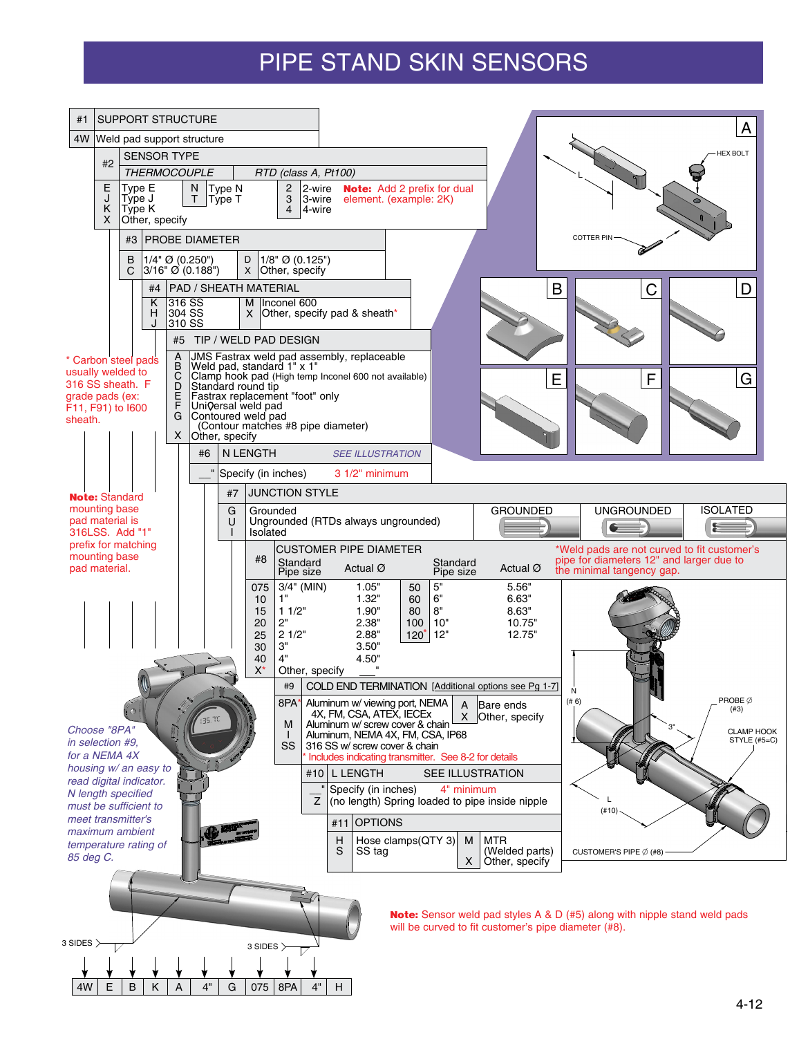# PIPE STAND SKIN SENSORS

| #1 | SUPPORT STRUCTURE |
|---|---|
| 4W | Weld pad support structure |

**#2 SENSOR TYPE**

| THERMOCOUPLE | | | | RTD (class A, Pt100) | |
|---|---|---|---|---|---|
| E | Type E | N | Type N | 2 | 2-wire |
| J | Type J | T | Type T | 3 | 3-wire |
| K | Type K | | | 4 | 4-wire |
| X | Other, specify | | | | |

**Note:** Add 2 prefix for dual element. (example: 2K)

**#3 PROBE DIAMETER**

| | | | |
|---|---|---|---|
| B | 1/4" Ø (0.250") | D | 1/8" Ø (0.125") |
| C | 3/16" Ø (0.188") | X | Other, specify |

**#4 PAD / SHEATH MATERIAL**

| | | | |
|---|---|---|---|
| K | 316 SS | M | Inconel 600 |
| H | 304 SS | X | Other, specify pad & sheath* |
| J | 310 SS | | |

\* Carbon steel pads usually welded to 316 SS sheath. F grade pads (ex: F11, F91) to I600 sheath.

**#5 TIP / WELD PAD DESIGN**

| | |
|---|---|
| A | JMS Fastrax weld pad assembly, replaceable |
| B | Weld pad, standard 1" x 1" |
| C | Clamp hook pad (High temp Inconel 600 not available) |
| D | Standard round tip |
| E | Fastrax replacement "foot" only |
| F | UniVersal weld pad |
| G | Contoured weld pad (Contour matches #8 pipe diameter) |
| X | Other, specify |

**#6 N LENGTH** — SEE ILLUSTRATION

__" Specify (in inches) — 3 1/2" minimum

**Note:** Standard mounting base pad material is 316LSS. Add "1" prefix for matching mounting base pad material.

**#7 JUNCTION STYLE**

| | | |
|---|---|---|
| G | Grounded | GROUNDED |
| U | Ungrounded (RTDs always ungrounded) | UNGROUNDED |
| I | Isolated | ISOLATED |

**#8 CUSTOMER PIPE DIAMETER**

*Weld pads are not curved to fit customer's pipe for diameters 12" and larger due to the minimal tangency gap.

| | Standard Pipe size | Actual Ø | | Standard Pipe size | Actual Ø |
|---|---|---|---|---|---|
| 075 | 3/4" (MIN) | 1.05" | 50 | 5" | 5.56" |
| 10 | 1" | 1.32" | 60 | 6" | 6.63" |
| 15 | 1 1/2" | 1.90" | 80 | 8" | 8.63" |
| 20 | 2" | 2.38" | 100 | 10" | 10.75" |
| 25 | 2 1/2" | 2.88" | 120* | 12" | 12.75" |
| 30 | 3" | 3.50" | | | |
| 40 | 4" | 4.50" | | | |
| X* | Other, specify ___" | | | | |

**#9 COLD END TERMINATION** [Additional options see Pg 1-7]

| | | | |
|---|---|---|---|
| 8PA* | Aluminum w/ viewing port, NEMA 4X, FM, CSA, ATEX, IECEx | A | Bare ends |
| M | Aluminum w/ screw cover & chain | X | Other, specify |
| I | Aluminum, NEMA 4X, FM, CSA, IP68 | | |
| SS | 316 SS w/ screw cover & chain | | |

\* Includes indicating transmitter. See 8-2 for details

*Choose "8PA" in selection #9, for a NEMA 4X housing w/ an easy to read digital indicator. N length specified must be sufficient to meet transmitter's maximum ambient temperature rating of 85 deg C.*

**#10 L LENGTH** — SEE ILLUSTRATION

| | |
|---|---|
| __" | Specify (in inches) — 4" minimum |
| Z | (no length) Spring loaded to pipe inside nipple |

**#11 OPTIONS**

| | | | |
|---|---|---|---|
| H | Hose clamps(QTY 3) | M | MTR (Welded parts) |
| S | SS tag | X | Other, specify |

**Note:** Sensor weld pad styles A & D (#5) along with nipple stand weld pads will be curved to fit customer's pipe diameter (#8).

Illustration labels: A, B, C, D, E, F, G; HEX BOLT; L; COTTER PIN; N (# 6); PROBE Ø (#3); 3"; CLAMP HOOK STYLE (#5=C); L (#10); CUSTOMER'S PIPE Ø (#8); 3 SIDES; 3 SIDES

Example: | 4W | E | B | K | A | 4" | G | 075 | 8PA | 4" | H |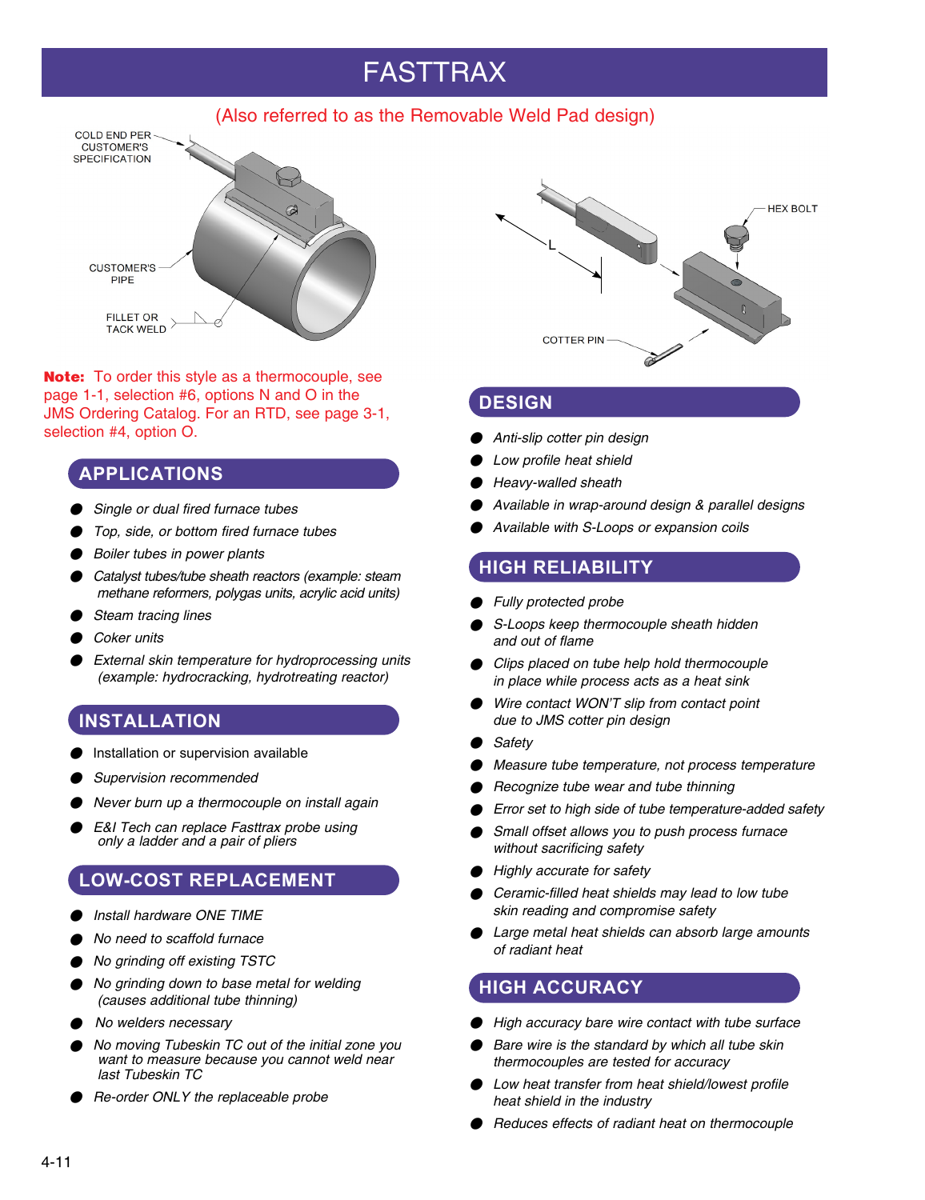# FASTTRAX

(Also referred to as the Removable Weld Pad design)

COLD END PER CUSTOMER'S SPECIFICATION

CUSTOMER'S PIPE

FILLET OR TACK WELD

L

HEX BOLT

COTTER PIN

**Note:** To order this style as a thermocouple, see page 1-1, selection #6, options N and O in the JMS Ordering Catalog. For an RTD, see page 3-1, selection #4, option O.

## APPLICATIONS

- *Single or dual fired furnace tubes*
- *Top, side, or bottom fired furnace tubes*
- *Boiler tubes in power plants*
- *Catalyst tubes/tube sheath reactors (example: steam methane reformers, polygas units, acrylic acid units)*
- *Steam tracing lines*
- *Coker units*
- *External skin temperature for hydroprocessing units (example: hydrocracking, hydrotreating reactor)*

## INSTALLATION

- Installation or supervision available
- *Supervision recommended*
- *Never burn up a thermocouple on install again*
- *E&I Tech can replace Fasttrax probe using only a ladder and a pair of pliers*

## LOW-COST REPLACEMENT

- *Install hardware ONE TIME*
- *No need to scaffold furnace*
- *No grinding off existing TSTC*
- *No grinding down to base metal for welding (causes additional tube thinning)*
- *No welders necessary*
- *No moving Tubeskin TC out of the initial zone you want to measure because you cannot weld near last Tubeskin TC*
- *Re-order ONLY the replaceable probe*

## DESIGN

- *Anti-slip cotter pin design*
- *Low profile heat shield*
- *Heavy-walled sheath*
- *Available in wrap-around design & parallel designs*
- *Available with S-Loops or expansion coils*

## HIGH RELIABILITY

- *Fully protected probe*
- *S-Loops keep thermocouple sheath hidden and out of flame*
- *Clips placed on tube help hold thermocouple in place while process acts as a heat sink*
- *Wire contact WON'T slip from contact point due to JMS cotter pin design*
- *Safety*
- *Measure tube temperature, not process temperature*
- *Recognize tube wear and tube thinning*
- *Error set to high side of tube temperature-added safety*
- *Small offset allows you to push process furnace without sacrificing safety*
- *Highly accurate for safety*
- *Ceramic-filled heat shields may lead to low tube skin reading and compromise safety*
- *Large metal heat shields can absorb large amounts of radiant heat*

## HIGH ACCURACY

- *High accuracy bare wire contact with tube surface*
- *Bare wire is the standard by which all tube skin thermocouples are tested for accuracy*
- *Low heat transfer from heat shield/lowest profile heat shield in the industry*
- *Reduces effects of radiant heat on thermocouple*